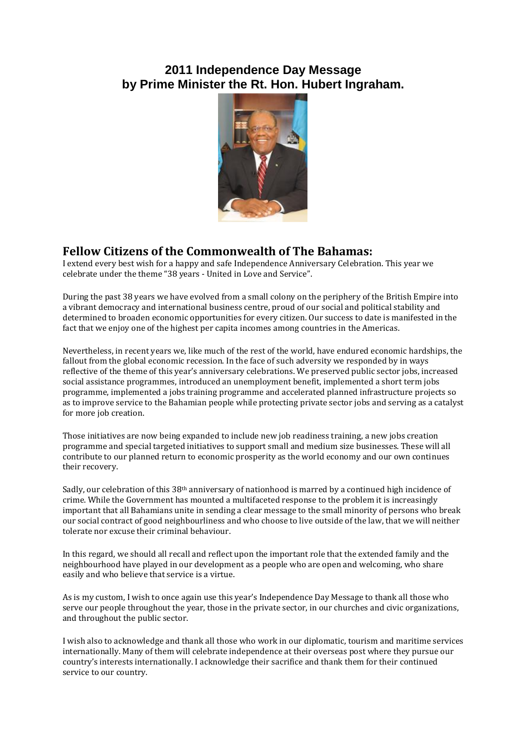# 2011 Independence Day Message by Prime Minister the Rt. Hon. Hubert Ingraham.

## Fellow Citizens of the Commonwealth of The Bahamas:

I extend every best wish for a happy and safe Independence Anniversary Celebration. This year we celebrate under the theme "38 years - United in Love and Service".

During the past 38 years we have evolved from a small colony on the periphery of the British Empire into a vibrant democracy and international business centre, proud of our social and political stability and determined to broaden economic opportunities for every citizen. Our success to date is manifested in the fact that we enjoy one of the highest per capita incomes among countries in the Americas.

Nevertheless, in recent years we, like much of the rest of the world, have endured economic hardships, the fallout from the global economic recession. In the face of such adversity we responded by in ways reflective of the theme of this year's anniversary celebrations. We preserved public sector jobs, increased social assistance programmes, introduced an unemployment benefit, implemented a short term jobs programme, implemented a jobs training programme and accelerated planned infrastructure projects so as to improve service to the Bahamian people while protecting private sector jobs and serving as a catalyst for more job creation.

Those initiatives are now being expanded to include new job readiness training, a new jobs creation programme and special targeted initiatives to support small and medium size businesses. These will all contribute to our planned return to economic prosperity as the world economy and our own continues their recovery.

Sadly, our celebration of this 38th anniversary of nationhood is marred by a continued high incidence of crime. While the Government has mounted a multifaceted response to the problem it is increasingly important that all Bahamians unite in sending a clear message to the small minority of persons who break our social contract of good neighbourliness and who choose to live outside of the law, that we will neither tolerate nor excuse their criminal behaviour.

In this regard, we should all recall and reflect upon the important role that the extended family and the neighbourhood have played in our development as a people who are open and welcoming, who share easily and who believe that service is a virtue.

As is my custom, I wish to once again use this year's Independence Day Message to thank all those who serve our people throughout the year, those in the private sector, in our churches and civic organizations, and throughout the public sector.

I wish also to acknowledge and thank all those who work in our diplomatic, tourism and maritime services internationally. Many of them will celebrate independence at their overseas post where they pursue our country's interests internationally. I acknowledge their sacrifice and thank them for their continued service to our country.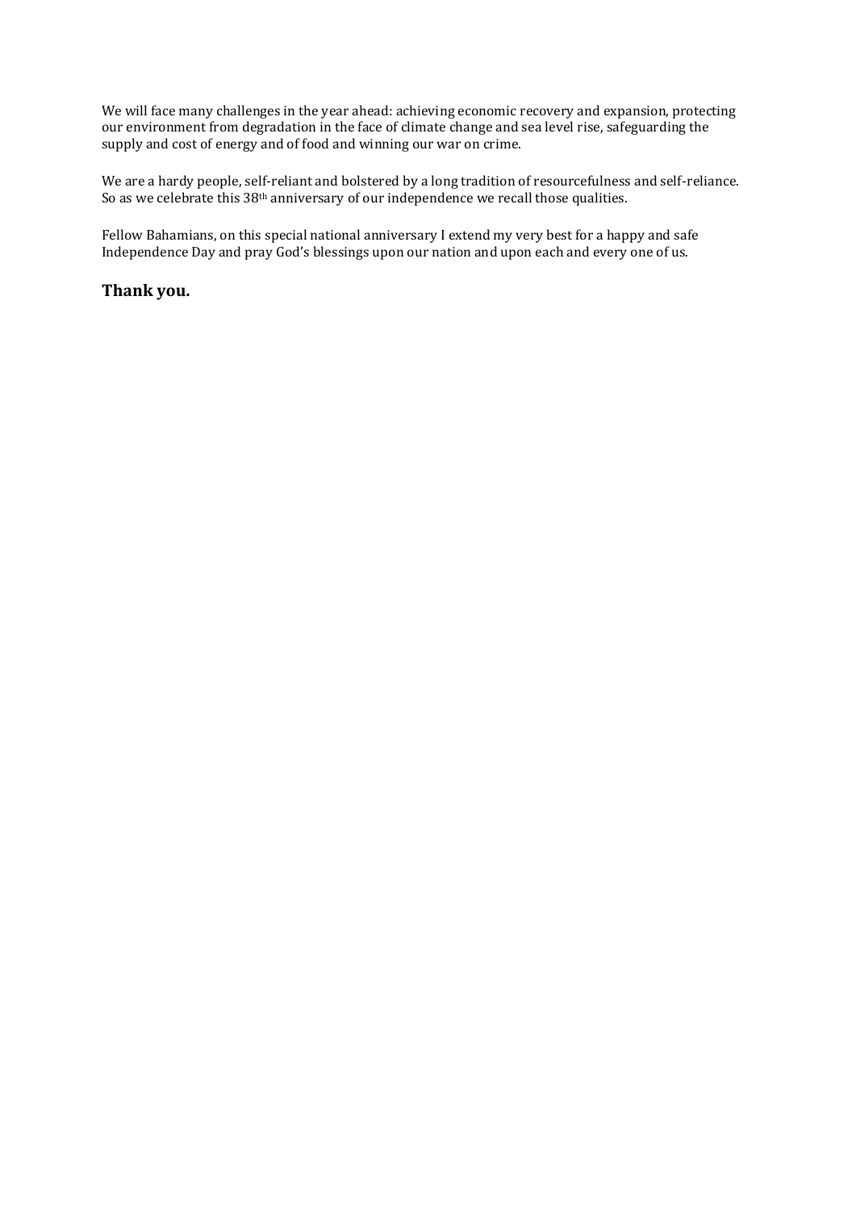We will face many challenges in the year ahead: achieving economic recovery and expansion, protecting our environment from degradation in the face of climate change and sea level rise, safeguarding the supply and cost of energy and of food and winning our war on crime.

We are a hardy people, self-reliant and bolstered by a long tradition of resourcefulness and self-reliance. So as we celebrate this 38th anniversary of our independence we recall those qualities.

Fellow Bahamians, on this special national anniversary I extend my very best for a happy and safe Independence Day and pray God's blessings upon our nation and upon each and every one of us.

**Thank you.**